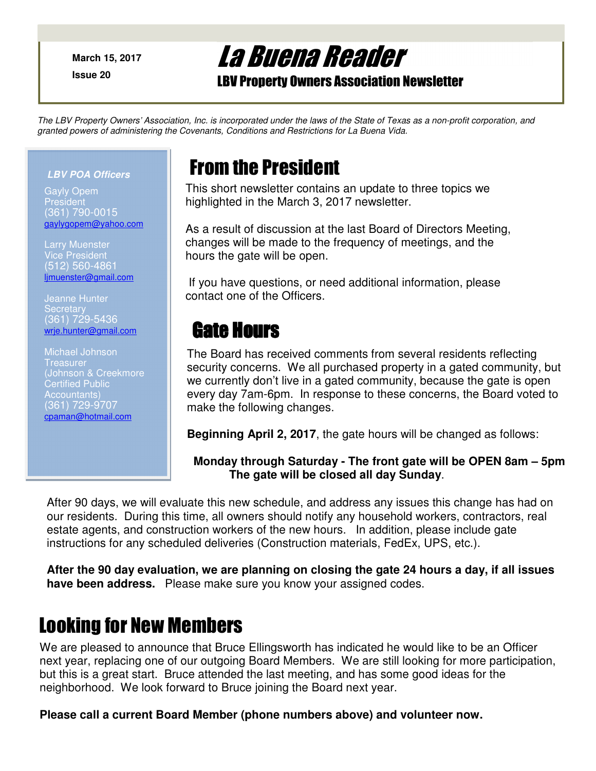March 15, 2017

Issue 20

# La Buena Reader

## LBV Property Owners Association Newsletter

*The LBV Property Owners' Association, Inc. is incorporated under the laws of the State of Texas as a non-profit corporation, and granted powers of administering the Covenants, Conditions and Restrictions for La Buena Vida.*

***LBV POA Officers***

Gayly Opem
President
(361) 790-0015
gaylygopem@yahoo.com

Larry Muenster
Vice President
(512) 560-4861
ljmuenster@gmail.com

Jeanne Hunter
Secretary
(361) 729-5436
wrje.hunter@gmail.com

Michael Johnson
Treasurer
(Johnson & Creekmore Certified Public Accountants)
(361) 729-9707
cpaman@hotmail.com

## From the President

This short newsletter contains an update to three topics we highlighted in the March 3, 2017 newsletter.

As a result of discussion at the last Board of Directors Meeting, changes will be made to the frequency of meetings, and the hours the gate will be open.

If you have questions, or need additional information, please contact one of the Officers.

## Gate Hours

The Board has received comments from several residents reflecting security concerns. We all purchased property in a gated community, but we currently don't live in a gated community, because the gate is open every day 7am-6pm. In response to these concerns, the Board voted to make the following changes.

**Beginning April 2, 2017**, the gate hours will be changed as follows:

**Monday through Saturday - The front gate will be OPEN 8am – 5pm**
**The gate will be closed all day Sunday**.

After 90 days, we will evaluate this new schedule, and address any issues this change has had on our residents. During this time, all owners should notify any household workers, contractors, real estate agents, and construction workers of the new hours. In addition, please include gate instructions for any scheduled deliveries (Construction materials, FedEx, UPS, etc.).

**After the 90 day evaluation, we are planning on closing the gate 24 hours a day, if all issues have been address.** Please make sure you know your assigned codes.

## Looking for New Members

We are pleased to announce that Bruce Ellingsworth has indicated he would like to be an Officer next year, replacing one of our outgoing Board Members. We are still looking for more participation, but this is a great start. Bruce attended the last meeting, and has some good ideas for the neighborhood. We look forward to Bruce joining the Board next year.

**Please call a current Board Member (phone numbers above) and volunteer now.**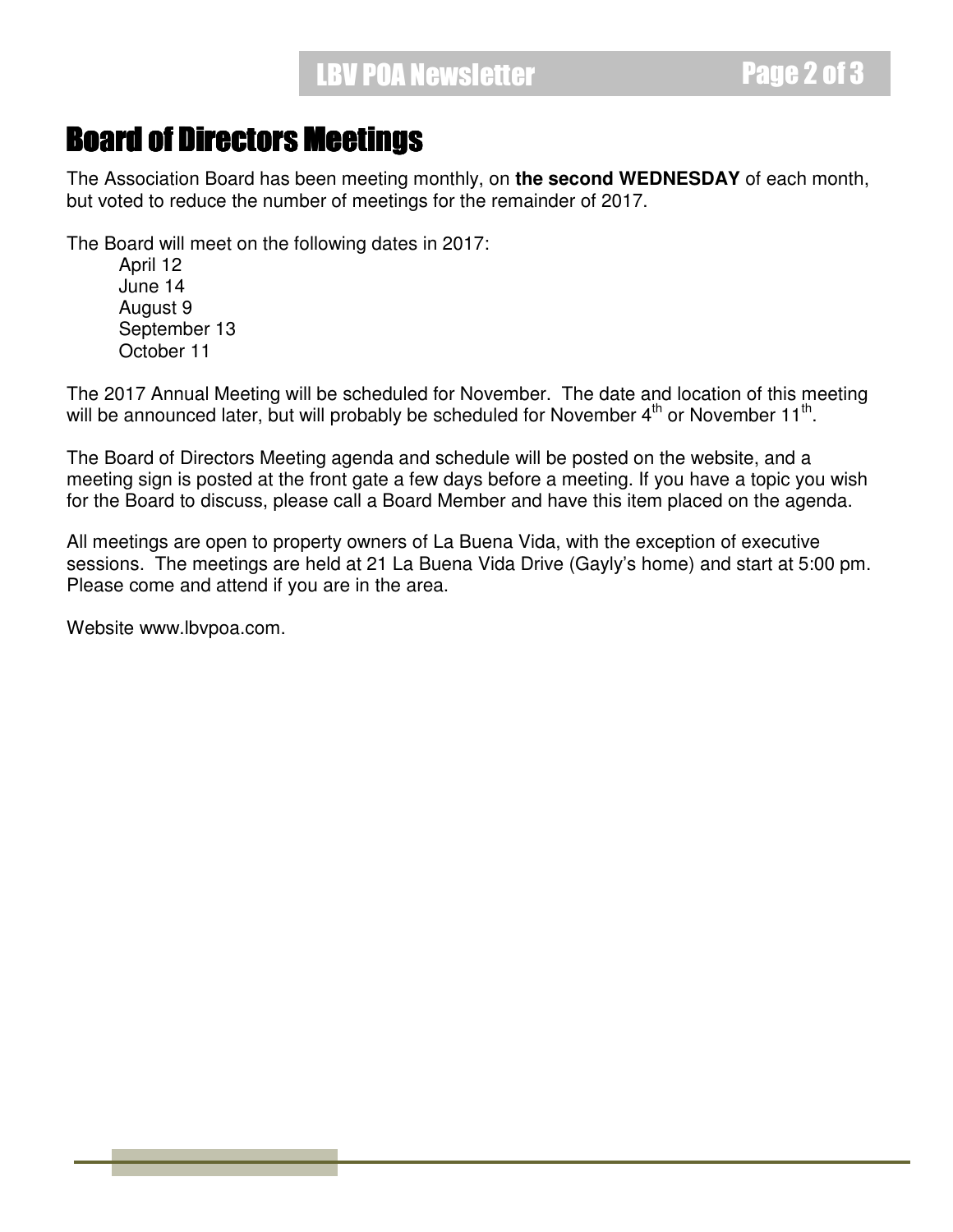# Board of Directors Meetings

The Association Board has been meeting monthly, on **the second WEDNESDAY** of each month, but voted to reduce the number of meetings for the remainder of 2017.

The Board will meet on the following dates in 2017:

- April 12
- June 14
- August 9
- September 13
- October 11

The 2017 Annual Meeting will be scheduled for November. The date and location of this meeting will be announced later, but will probably be scheduled for November 4th or November 11th.

The Board of Directors Meeting agenda and schedule will be posted on the website, and a meeting sign is posted at the front gate a few days before a meeting. If you have a topic you wish for the Board to discuss, please call a Board Member and have this item placed on the agenda.

All meetings are open to property owners of La Buena Vida, with the exception of executive sessions. The meetings are held at 21 La Buena Vida Drive (Gayly's home) and start at 5:00 pm. Please come and attend if you are in the area.

Website www.lbvpoa.com.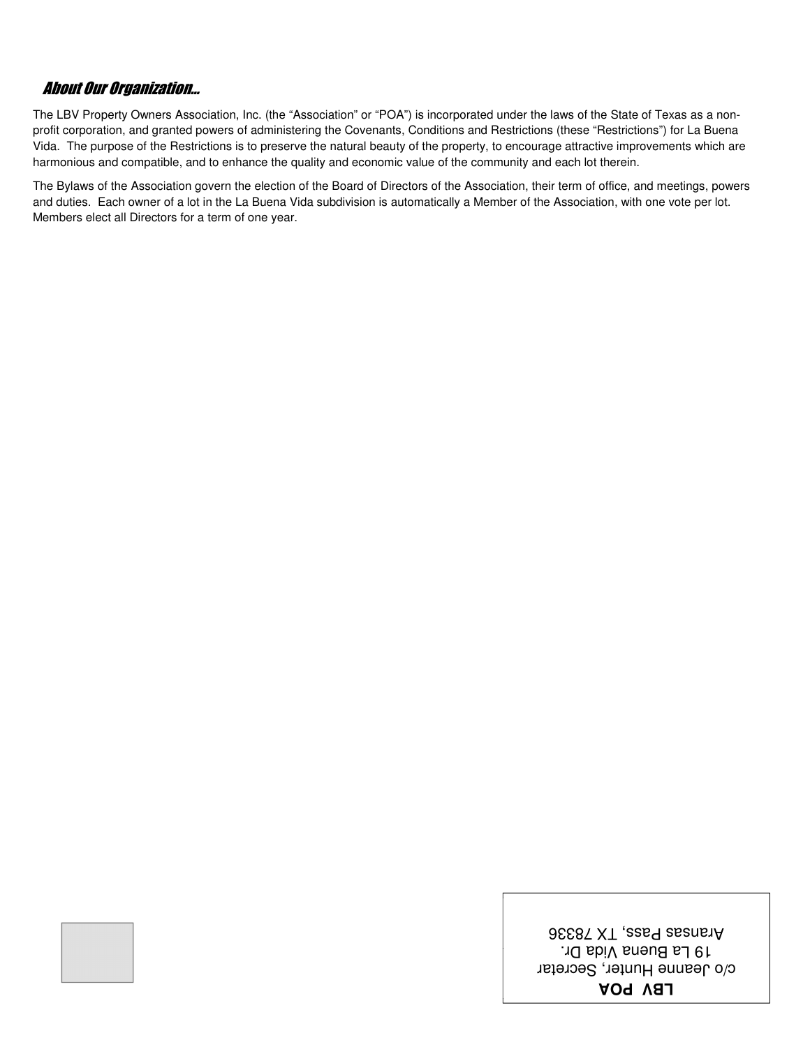### *About Our Organization…*

The LBV Property Owners Association, Inc. (the "Association" or "POA") is incorporated under the laws of the State of Texas as a non-profit corporation, and granted powers of administering the Covenants, Conditions and Restrictions (these "Restrictions") for La Buena Vida. The purpose of the Restrictions is to preserve the natural beauty of the property, to encourage attractive improvements which are harmonious and compatible, and to enhance the quality and economic value of the community and each lot therein.

The Bylaws of the Association govern the election of the Board of Directors of the Association, their term of office, and meetings, powers and duties. Each owner of a lot in the La Buena Vida subdivision is automatically a Member of the Association, with one vote per lot. Members elect all Directors for a term of one year.

**LBV POA**
c/o Jeanne Hunter, Secretar
19 La Buena Vida Dr.
Aransas Pass, TX 78336